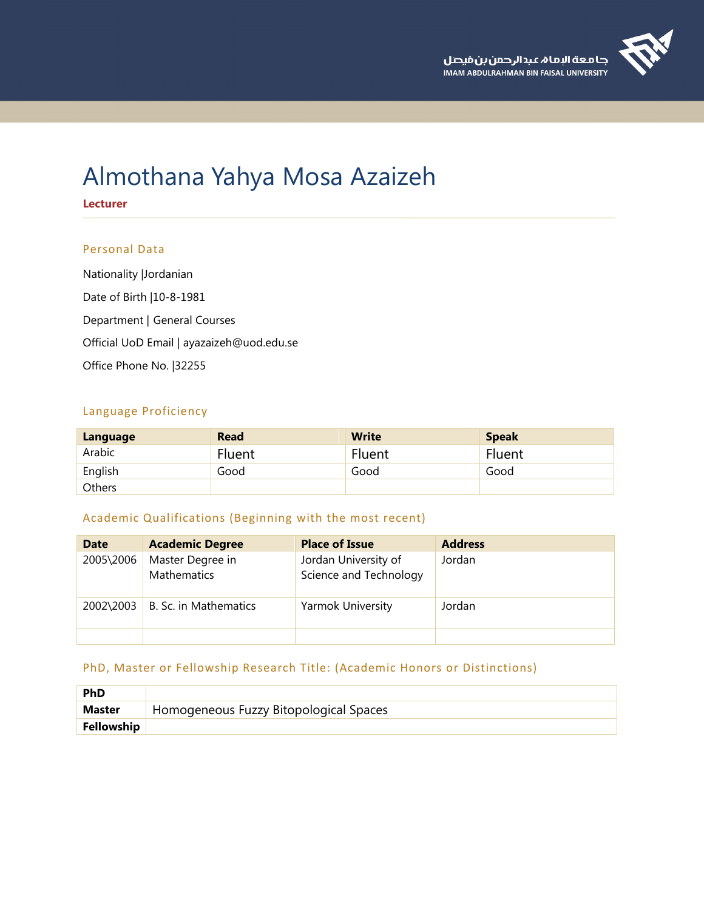جامعة الإمام عبدالرحمن بن فيصل
IMAM ABDULRAHMAN BIN FAISAL UNIVERSITY

# Almothana Yahya Mosa Azaizeh

**Lecturer**

## Personal Data

Nationality |Jordanian

Date of Birth |10-8-1981

Department | General Courses

Official UoD Email | ayazaizeh@uod.edu.se

Office Phone No. |32255

## Language Proficiency

| Language | Read | Write | Speak |
|---|---|---|---|
| Arabic | Fluent | Fluent | Fluent |
| English | Good | Good | Good |
| Others | | | |

## Academic Qualifications (Beginning with the most recent)

| Date | Academic Degree | Place of Issue | Address |
|---|---|---|---|
| 2005\2006 | Master Degree in Mathematics | Jordan University of Science and Technology | Jordan |
| 2002\2003 | B. Sc. in Mathematics | Yarmok University | Jordan |
| | | | |

## PhD, Master or Fellowship Research Title: (Academic Honors or Distinctions)

| | |
|---|---|
| **PhD** | |
| **Master** | Homogeneous Fuzzy Bitopological Spaces |
| **Fellowship** | |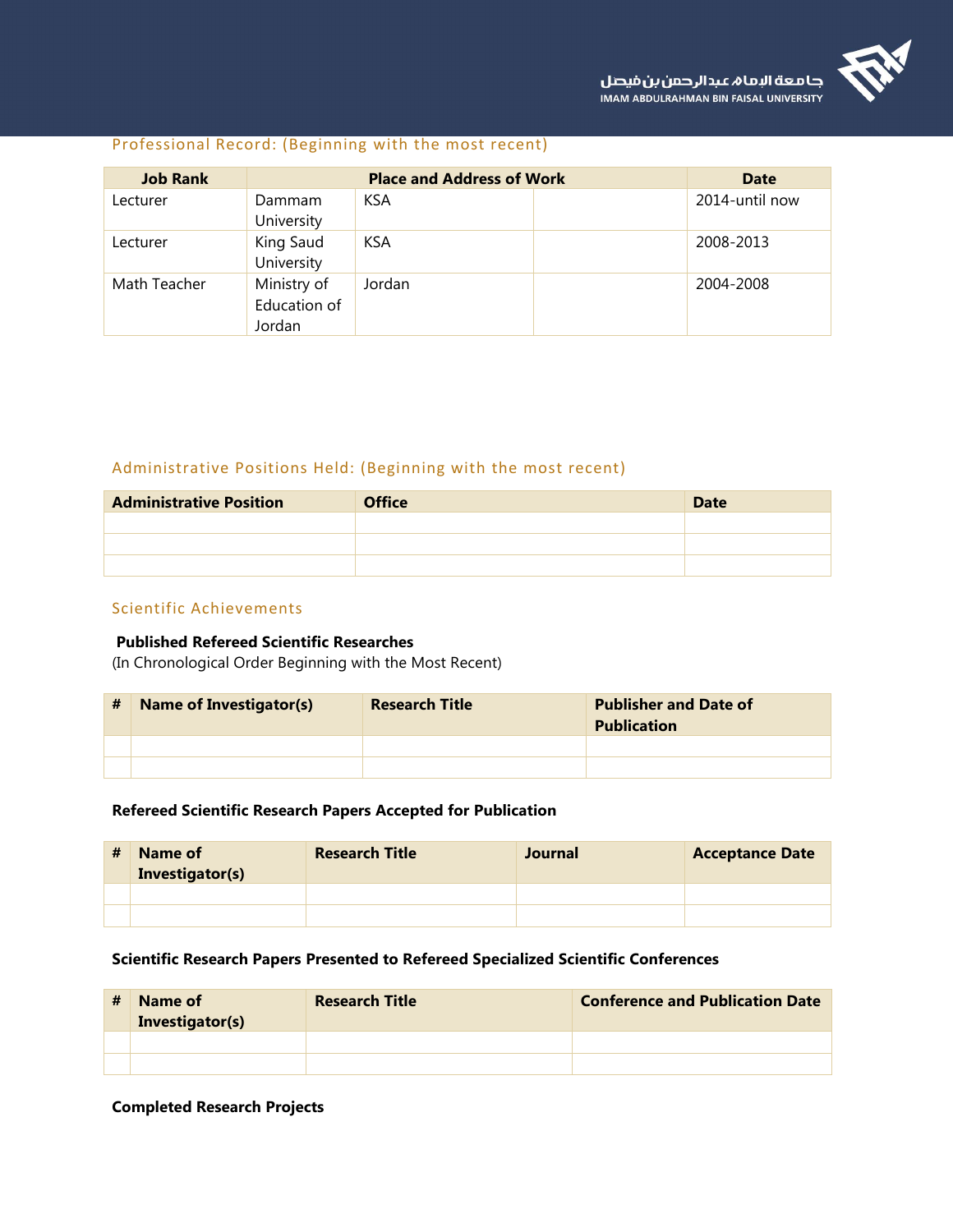## Professional Record: (Beginning with the most recent)

| Job Rank | Place and Address of Work | | | Date |
|---|---|---|---|---|
| Lecturer | Dammam University | KSA | | 2014-until now |
| Lecturer | King Saud University | KSA | | 2008-2013 |
| Math Teacher | Ministry of Education of Jordan | Jordan | | 2004-2008 |

## Administrative Positions Held: (Beginning with the most recent)

| Administrative Position | Office | Date |
|---|---|---|
| | | |
| | | |
| | | |

## Scientific Achievements

**Published Refereed Scientific Researches**

(In Chronological Order Beginning with the Most Recent)

| # | Name of Investigator(s) | Research Title | Publisher and Date of Publication |
|---|---|---|---|
| | | | |
| | | | |

**Refereed Scientific Research Papers Accepted for Publication**

| # | Name of Investigator(s) | Research Title | Journal | Acceptance Date |
|---|---|---|---|---|
| | | | | |
| | | | | |

**Scientific Research Papers Presented to Refereed Specialized Scientific Conferences**

| # | Name of Investigator(s) | Research Title | Conference and Publication Date |
|---|---|---|---|
| | | | |
| | | | |

**Completed Research Projects**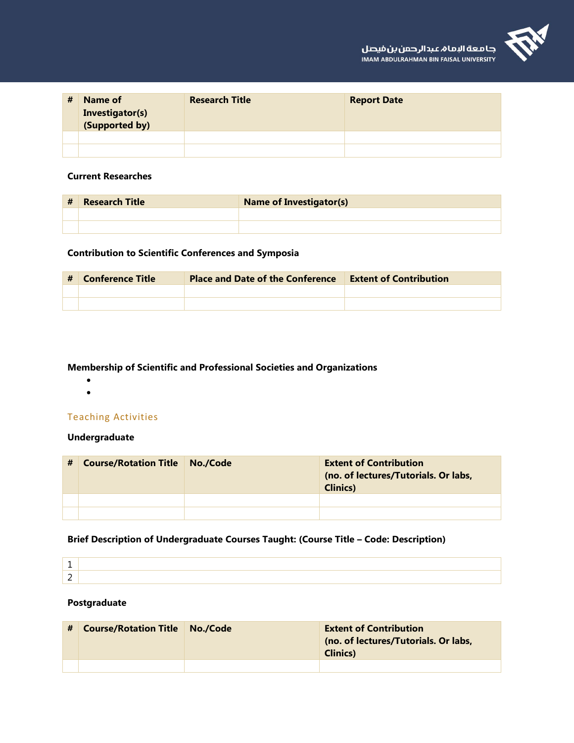| # | Name of Investigator(s) (Supported by) | Research Title | Report Date |
|---|---|---|---|
| | | | |
| | | | |

**Current Researches**

| # | Research Title | Name of Investigator(s) |
|---|---|---|
| | | |
| | | |

**Contribution to Scientific Conferences and Symposia**

| # | Conference Title | Place and Date of the Conference | Extent of Contribution |
|---|---|---|---|
| | | | |
| | | | |

**Membership of Scientific and Professional Societies and Organizations**

- 
- 

## Teaching Activities

**Undergraduate**

| # | Course/Rotation Title | No./Code | Extent of Contribution (no. of lectures/Tutorials. Or labs, Clinics) |
|---|---|---|---|
| | | | |
| | | | |

**Brief Description of Undergraduate Courses Taught: (Course Title – Code: Description)**

| | |
|---|---|
| 1 | |
| 2 | |

**Postgraduate**

| # | Course/Rotation Title | No./Code | Extent of Contribution (no. of lectures/Tutorials. Or labs, Clinics) |
|---|---|---|---|
| | | | |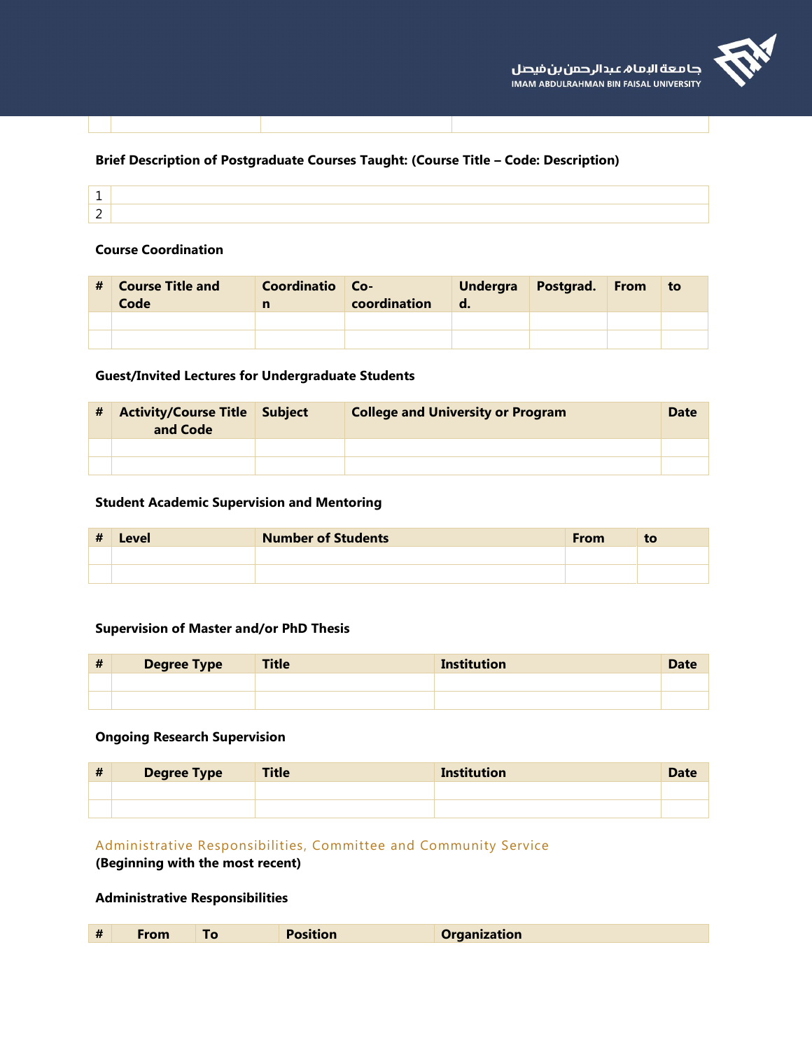| | | | |
|---|---|---|---|

**Brief Description of Postgraduate Courses Taught: (Course Title – Code: Description)**

| | |
|---|---|
| 1 | |
| 2 | |

**Course Coordination**

| # | Course Title and Code | Coordination | Co-coordination | Undergrad. | Postgrad. | From | to |
|---|---|---|---|---|---|---|---|
| | | | | | | | |
| | | | | | | | |

**Guest/Invited Lectures for Undergraduate Students**

| # | Activity/Course Title and Code | Subject | College and University or Program | Date |
|---|---|---|---|---|
| | | | | |
| | | | | |

**Student Academic Supervision and Mentoring**

| # | Level | Number of Students | From | to |
|---|---|---|---|---|
| | | | | |
| | | | | |

**Supervision of Master and/or PhD Thesis**

| # | Degree Type | Title | Institution | Date |
|---|---|---|---|---|
| | | | | |
| | | | | |

**Ongoing Research Supervision**

| # | Degree Type | Title | Institution | Date |
|---|---|---|---|---|
| | | | | |
| | | | | |

## Administrative Responsibilities, Committee and Community Service

**(Beginning with the most recent)**

**Administrative Responsibilities**

| # | From | To | Position | Organization |
|---|---|---|---|---|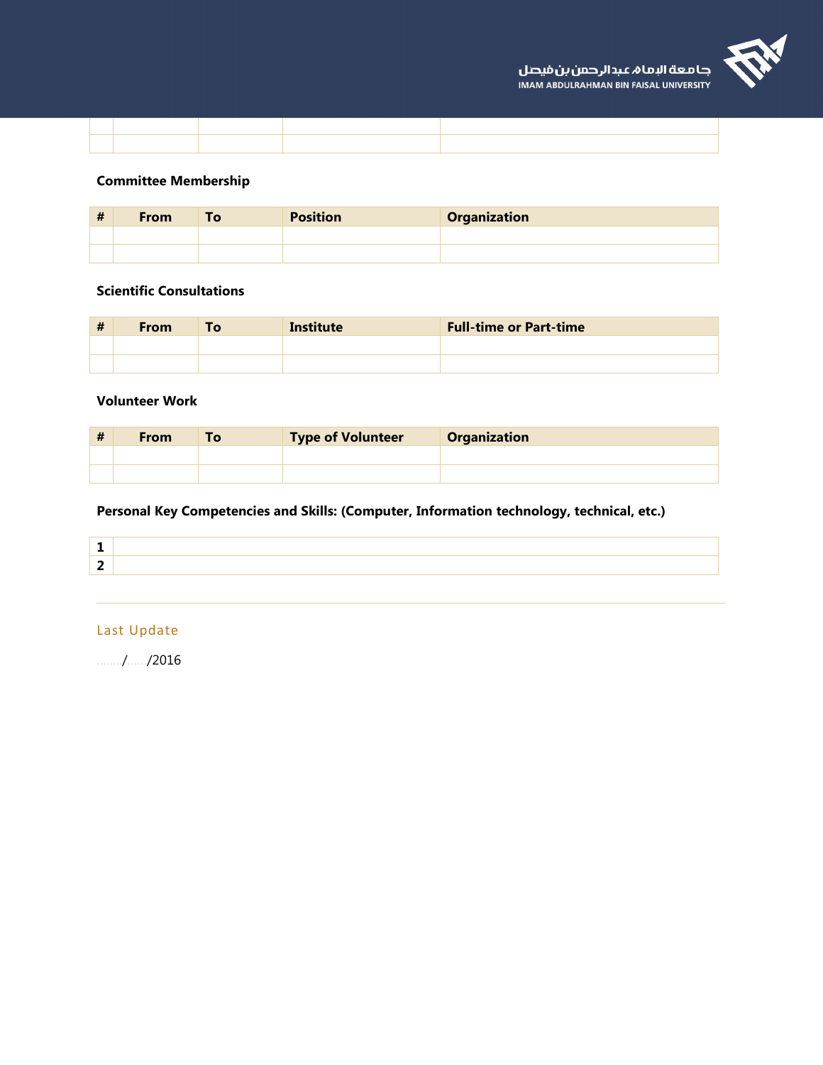| | | | | |
|---|---|---|---|---|
| | | | | |
| | | | | |

**Committee Membership**

| # | From | To | Position | Organization |
|---|---|---|---|---|
| | | | | |
| | | | | |

**Scientific Consultations**

| # | From | To | Institute | Full-time or Part-time |
|---|---|---|---|---|
| | | | | |
| | | | | |

**Volunteer Work**

| # | From | To | Type of Volunteer | Organization |
|---|---|---|---|---|
| | | | | |
| | | | | |

**Personal Key Competencies and Skills: (Computer, Information technology, technical, etc.)**

| | |
|---|---|
| **1** | |
| **2** | |

---

Last Update

……../……/2016